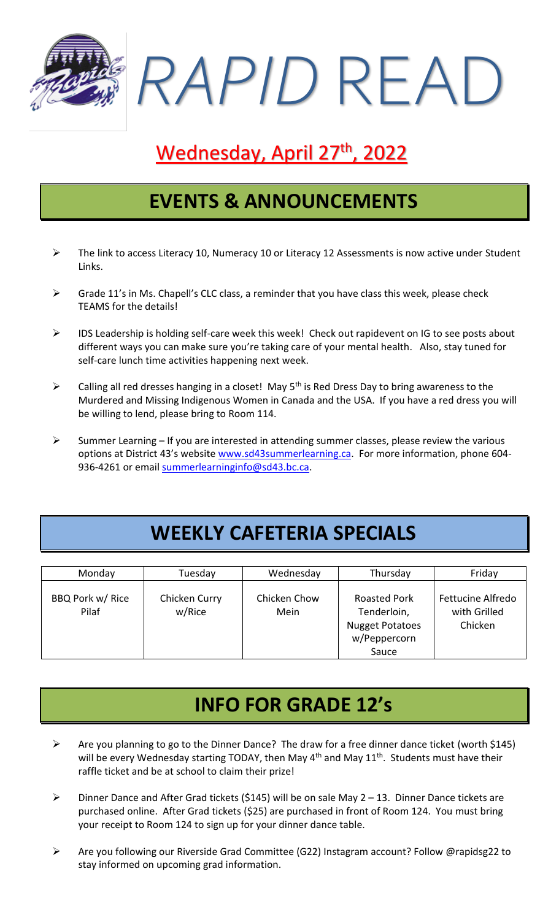# *RAPID* READ

## Wednesday, April 27th, 2022

## EVENTS & ANNOUNCEMENTS

- The link to access Literacy 10, Numeracy 10 or Literacy 12 Assessments is now active under Student Links.
- Grade 11's in Ms. Chapell's CLC class, a reminder that you have class this week, please check TEAMS for the details!
- IDS Leadership is holding self-care week this week! Check out rapidevent on IG to see posts about different ways you can make sure you're taking care of your mental health. Also, stay tuned for self-care lunch time activities happening next week.
- Calling all red dresses hanging in a closet! May 5th is Red Dress Day to bring awareness to the Murdered and Missing Indigenous Women in Canada and the USA. If you have a red dress you will be willing to lend, please bring to Room 114.
- Summer Learning – If you are interested in attending summer classes, please review the various options at District 43's website [www.sd43summerlearning.ca](http://www.sd43summerlearning.ca). For more information, phone 604-936-4261 or email [summerlearninginfo@sd43.bc.ca](mailto:summerlearninginfo@sd43.bc.ca).

## WEEKLY CAFETERIA SPECIALS

| Monday | Tuesday | Wednesday | Thursday | Friday |
| --- | --- | --- | --- | --- |
| BBQ Pork w/ Rice Pilaf | Chicken Curry w/Rice | Chicken Chow Mein | Roasted Pork Tenderloin, Nugget Potatoes w/Peppercorn Sauce | Fettucine Alfredo with Grilled Chicken |

## INFO FOR GRADE 12's

- Are you planning to go to the Dinner Dance? The draw for a free dinner dance ticket (worth $145) will be every Wednesday starting TODAY, then May 4th and May 11th. Students must have their raffle ticket and be at school to claim their prize!
- Dinner Dance and After Grad tickets ($145) will be on sale May 2 – 13. Dinner Dance tickets are purchased online. After Grad tickets ($25) are purchased in front of Room 124. You must bring your receipt to Room 124 to sign up for your dinner dance table.
- Are you following our Riverside Grad Committee (G22) Instagram account? Follow @rapidsg22 to stay informed on upcoming grad information.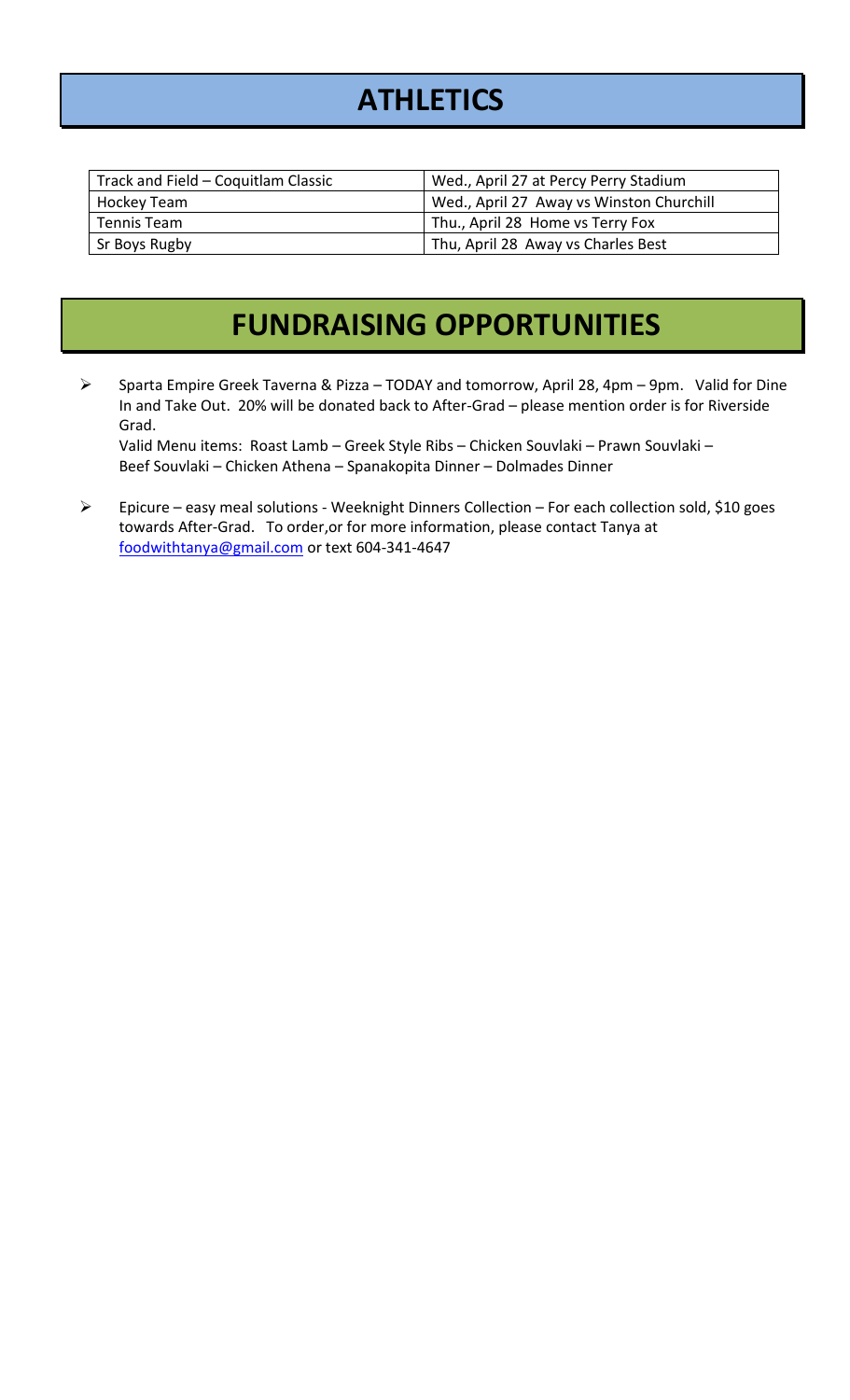# ATHLETICS

| | |
|---|---|
| Track and Field – Coquitlam Classic | Wed., April 27 at Percy Perry Stadium |
| Hockey Team | Wed., April 27 Away vs Winston Churchill |
| Tennis Team | Thu., April 28 Home vs Terry Fox |
| Sr Boys Rugby | Thu, April 28 Away vs Charles Best |

# FUNDRAISING OPPORTUNITIES

- Sparta Empire Greek Taverna & Pizza – TODAY and tomorrow, April 28, 4pm – 9pm. Valid for Dine In and Take Out. 20% will be donated back to After-Grad – please mention order is for Riverside Grad.

  Valid Menu items: Roast Lamb – Greek Style Ribs – Chicken Souvlaki – Prawn Souvlaki – Beef Souvlaki – Chicken Athena – Spanakopita Dinner – Dolmades Dinner

- Epicure – easy meal solutions - Weeknight Dinners Collection – For each collection sold, $10 goes towards After-Grad. To order,or for more information, please contact Tanya at foodwithtanya@gmail.com or text 604-341-4647